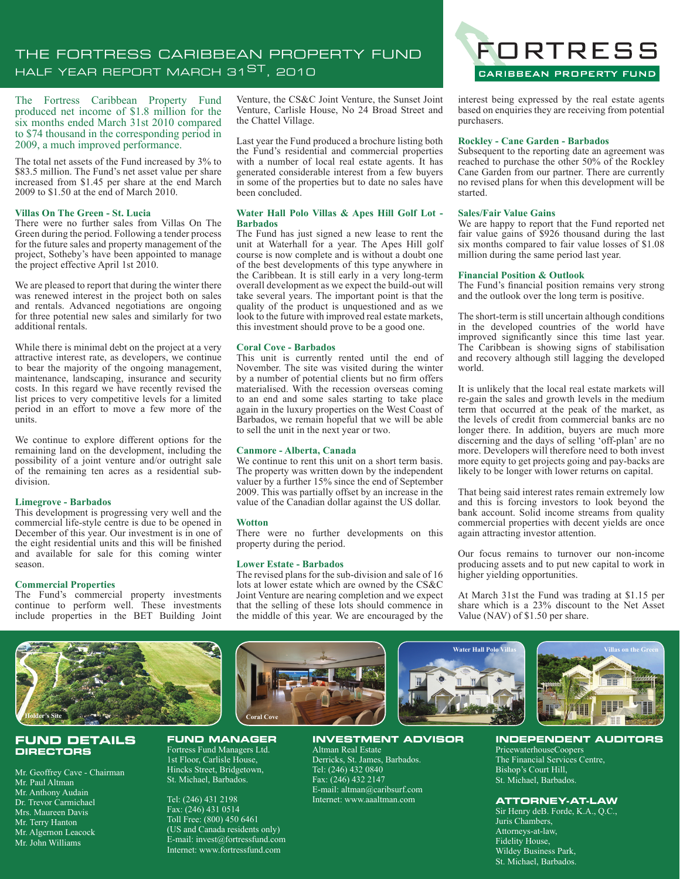# THE FORTRESS CARIBBEAN PROPERTY FUND

## HALF YEAR REPORT MARCH 31ST, 2010

FORTRESS CARIBBEAN PROPERTY FUND

The Fortress Caribbean Property Fund produced net income of $1.8 million for the six months ended March 31st 2010 compared to $74 thousand in the corresponding period in 2009, a much improved performance.

The total net assets of the Fund increased by 3% to $83.5 million. The Fund's net asset value per share increased from $1.45 per share at the end March 2009 to $1.50 at the end of March 2010.

### Villas On The Green - St. Lucia

There were no further sales from Villas On The Green during the period. Following a tender process for the future sales and property management of the project, Sotheby's have been appointed to manage the project effective April 1st 2010.

We are pleased to report that during the winter there was renewed interest in the project both on sales and rentals. Advanced negotiations are ongoing for three potential new sales and similarly for two additional rentals.

While there is minimal debt on the project at a very attractive interest rate, as developers, we continue to bear the majority of the ongoing management, maintenance, landscaping, insurance and security costs. In this regard we have recently revised the list prices to very competitive levels for a limited period in an effort to move a few more of the units.

We continue to explore different options for the remaining land on the development, including the possibility of a joint venture and/or outright sale of the remaining ten acres as a residential sub-division.

### Limegrove - Barbados

This development is progressing very well and the commercial life-style centre is due to be opened in December of this year. Our investment is in one of the eight residential units and this will be finished and available for sale for this coming winter season.

### Commercial Properties

The Fund's commercial property investments continue to perform well. These investments include properties in the BET Building Joint Venture, the CS&C Joint Venture, the Sunset Joint Venture, Carlisle House, No 24 Broad Street and the Chattel Village.

Last year the Fund produced a brochure listing both the Fund's residential and commercial properties with a number of local real estate agents. It has generated considerable interest from a few buyers in some of the properties but to date no sales have been concluded.

### Water Hall Polo Villas & Apes Hill Golf Lot - Barbados

The Fund has just signed a new lease to rent the unit at Waterhall for a year. The Apes Hill golf course is now complete and is without a doubt one of the best developments of this type anywhere in the Caribbean. It is still early in a very long-term overall development as we expect the build-out will take several years. The important point is that the quality of the product is unquestioned and as we look to the future with improved real estate markets, this investment should prove to be a good one.

### Coral Cove - Barbados

This unit is currently rented until the end of November. The site was visited during the winter by a number of potential clients but no firm offers materialised. With the recession overseas coming to an end and some sales starting to take place again in the luxury properties on the West Coast of Barbados, we remain hopeful that we will be able to sell the unit in the next year or two.

### Canmore - Alberta, Canada

We continue to rent this unit on a short term basis. The property was written down by the independent valuer by a further 15% since the end of September 2009. This was partially offset by an increase in the value of the Canadian dollar against the US dollar.

### Wotton

There were no further developments on this property during the period.

### Lower Estate - Barbados

The revised plans for the sub-division and sale of 16 lots at lower estate which are owned by the CS&C Joint Venture are nearing completion and we expect that the selling of these lots should commence in the middle of this year. We are encouraged by the interest being expressed by the real estate agents based on enquiries they are receiving from potential purchasers.

### Rockley - Cane Garden - Barbados

Subsequent to the reporting date an agreement was reached to purchase the other 50% of the Rockley Cane Garden from our partner. There are currently no revised plans for when this development will be started.

### Sales/Fair Value Gains

We are happy to report that the Fund reported net fair value gains of $926 thousand during the last six months compared to fair value losses of $1.08 million during the same period last year.

### Financial Position & Outlook

The Fund's financial position remains very strong and the outlook over the long term is positive.

The short-term is still uncertain although conditions in the developed countries of the world have improved significantly since this time last year. The Caribbean is showing signs of stabilisation and recovery although still lagging the developed world.

It is unlikely that the local real estate markets will re-gain the sales and growth levels in the medium term that occurred at the peak of the market, as the levels of credit from commercial banks are no longer there. In addition, buyers are much more discerning and the days of selling 'off-plan' are no more. Developers will therefore need to both invest more equity to get projects going and pay-backs are likely to be longer with lower returns on capital.

That being said interest rates remain extremely low and this is forcing investors to look beyond the bank account. Solid income streams from quality commercial properties with decent yields are once again attracting investor attention.

Our focus remains to turnover our non-income producing assets and to put new capital to work in higher yielding opportunities.

At March 31st the Fund was trading at $1.15 per share which is a 23% discount to the Net Asset Value (NAV) of $1.50 per share.

Holder's Site

Coral Cove

Water Hall Polo Villas

Villas on the Green

## FUND DETAILS

### DIRECTORS

Mr. Geoffrey Cave - Chairman
Mr. Paul Altman
Mr. Anthony Audain
Dr. Trevor Carmichael
Mrs. Maureen Davis
Mr. Terry Hanton
Mr. Algernon Leacock
Mr. John Williams

### FUND MANAGER

Fortress Fund Managers Ltd.
1st Floor, Carlisle House,
Hincks Street, Bridgetown,
St. Michael, Barbados.

Tel: (246) 431 2198
Fax: (246) 431 0514
Toll Free: (800) 450 6461
(US and Canada residents only)
E-mail: invest@fortressfund.com
Internet: www.fortressfund.com

### INVESTMENT ADVISOR

Altman Real Estate
Derricks, St. James, Barbados.
Tel: (246) 432 0840
Fax: (246) 432 2147
E-mail: altman@caribsurf.com
Internet: www.aaaltman.com

### INDEPENDENT AUDITORS

PricewaterhouseCoopers
The Financial Services Centre,
Bishop's Court Hill,
St. Michael, Barbados.

### ATTORNEY-AT-LAW

Sir Henry deB. Forde, K.A., Q.C.,
Juris Chambers,
Attorneys-at-law,
Fidelity House,
Wildey Business Park,
St. Michael, Barbados.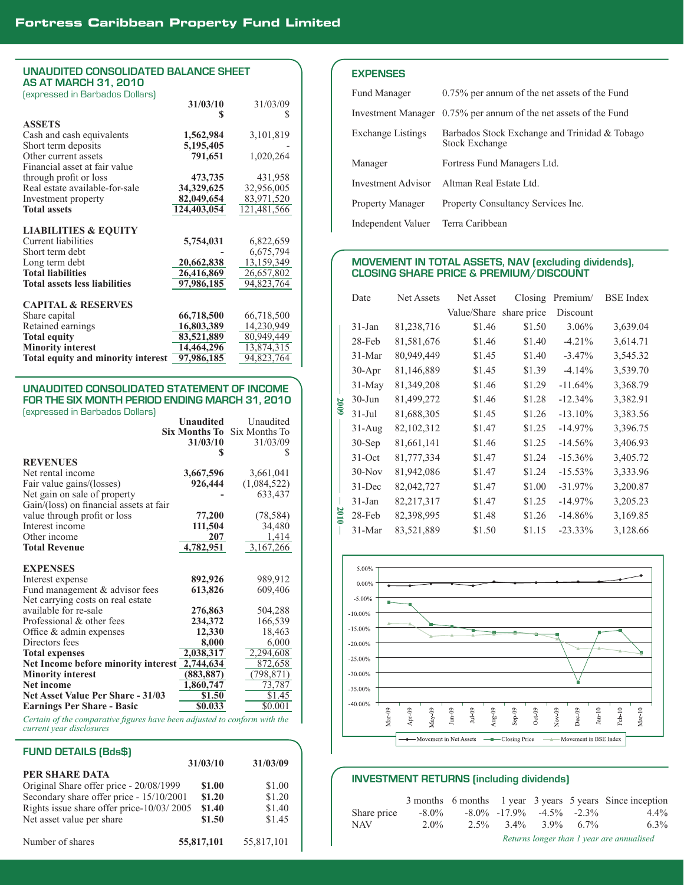## Fortress Caribbean Property Fund Limited

### UNAUDITED CONSOLIDATED BALANCE SHEET AS AT MARCH 31, 2010

(expressed in Barbados Dollars)

| | 31/03/10 $ | 31/03/09 $ |
|---|---|---|
| **ASSETS** | | |
| Cash and cash equivalents | **1,562,984** | 3,101,819 |
| Short term deposits | **5,195,405** | - |
| Other current assets | **791,651** | 1,020,264 |
| Financial asset at fair value through profit or loss | **473,735** | 431,958 |
| Real estate available-for-sale | **34,329,625** | 32,956,005 |
| Investment property | **82,049,654** | 83,971,520 |
| **Total assets** | **124,403,054** | 121,481,566 |
| **LIABILITIES & EQUITY** | | |
| Current liabilities | **5,754,031** | 6,822,659 |
| Short term debt | **-** | 6,675,794 |
| Long term debt | **20,662,838** | 13,159,349 |
| **Total liabilities** | **26,416,869** | 26,657,802 |
| **Total assets less liabilities** | **97,986,185** | 94,823,764 |
| **CAPITAL & RESERVES** | | |
| Share capital | **66,718,500** | 66,718,500 |
| Retained earnings | **16,803,389** | 14,230,949 |
| **Total equity** | **83,521,889** | 80,949,449 |
| **Minority interest** | **14,464,296** | 13,874,315 |
| **Total equity and minority interest** | **97,986,185** | 94,823,764 |

### UNAUDITED CONSOLIDATED STATEMENT OF INCOME FOR THE SIX MONTH PERIOD ENDING MARCH 31, 2010

(expressed in Barbados Dollars)

| | Unaudited Six Months To 31/03/10 $ | Unaudited Six Months To 31/03/09 $ |
|---|---|---|
| **REVENUES** | | |
| Net rental income | **3,667,596** | 3,661,041 |
| Fair value gains/(losses) | **926,444** | (1,084,522) |
| Net gain on sale of property | **-** | 633,437 |
| Gain/(loss) on financial assets at fair value through profit or loss | **77,200** | (78,584) |
| Interest income | **111,504** | 34,480 |
| Other income | **207** | 1,414 |
| **Total Revenue** | **4,782,951** | 3,167,266 |
| **EXPENSES** | | |
| Interest expense | **892,926** | 989,912 |
| Fund management & advisor fees | **613,826** | 609,406 |
| Net carrying costs on real estate available for re-sale | **276,863** | 504,288 |
| Professional & other fees | **234,372** | 166,539 |
| Office & admin expenses | **12,330** | 18,463 |
| Directors fees | **8,000** | 6,000 |
| **Total expenses** | **2,038,317** | 2,294,608 |
| **Net Income before minority interest** | **2,744,634** | 872,658 |
| **Minority interest** | **(883,887)** | (798,871) |
| **Net income** | **1,860,747** | 73,787 |
| **Net Asset Value Per Share - 31/03** | **$1.50** | $1.45 |
| **Earnings Per Share - Basic** | **$0.033** | $0.001 |

*Certain of the comparative figures have been adjusted to conform with the current year disclosures*

### FUND DETAILS (Bds$)

| | 31/03/10 | 31/03/09 |
|---|---|---|
| **PER SHARE DATA** | | |
| Original Share offer price - 20/08/1999 | **$1.00** | $1.00 |
| Secondary share offer price - 15/10/2001 | **$1.20** | $1.20 |
| Rights issue share offer price-10/03/ 2005 | **$1.40** | $1.40 |
| Net asset value per share | **$1.50** | $1.45 |
| Number of shares | **55,817,101** | 55,817,101 |

### EXPENSES

| | |
|---|---|
| Fund Manager | 0.75% per annum of the net assets of the Fund |
| Investment Manager | 0.75% per annum of the net assets of the Fund |
| Exchange Listings | Barbados Stock Exchange and Trinidad & Tobago Stock Exchange |
| Manager | Fortress Fund Managers Ltd. |
| Investment Advisor | Altman Real Estate Ltd. |
| Property Manager | Property Consultancy Services Inc. |
| Independent Valuer | Terra Caribbean |

### MOVEMENT IN TOTAL ASSETS, NAV (excluding dividends), CLOSING SHARE PRICE & PREMIUM/DISCOUNT

| | Date | Net Assets | Net Asset Value/Share | Closing share price | Premium/ Discount | BSE Index |
|---|---|---|---|---|---|---|
| 2009 | 31-Jan | 81,238,716 | $1.46 | $1.50 | 3.06% | 3,639.04 |
| | 28-Feb | 81,581,676 | $1.46 | $1.40 | -4.21% | 3,614.71 |
| | 31-Mar | 80,949,449 | $1.45 | $1.40 | -3.47% | 3,545.32 |
| | 30-Apr | 81,146,889 | $1.45 | $1.39 | -4.14% | 3,539.70 |
| | 31-May | 81,349,208 | $1.46 | $1.29 | -11.64% | 3,368.79 |
| | 30-Jun | 81,499,272 | $1.46 | $1.28 | -12.34% | 3,382.91 |
| | 31-Jul | 81,688,305 | $1.45 | $1.26 | -13.10% | 3,383.56 |
| | 31-Aug | 82,102,312 | $1.47 | $1.25 | -14.97% | 3,396.75 |
| | 30-Sep | 81,661,141 | $1.46 | $1.25 | -14.56% | 3,406.93 |
| | 31-Oct | 81,777,334 | $1.47 | $1.24 | -15.36% | 3,405.72 |
| | 30-Nov | 81,942,086 | $1.47 | $1.24 | -15.53% | 3,333.96 |
| | 31-Dec | 82,042,727 | $1.47 | $1.00 | -31.97% | 3,200.87 |
| 2010 | 31-Jan | 82,217,317 | $1.47 | $1.25 | -14.97% | 3,205.23 |
| | 28-Feb | 82,398,995 | $1.48 | $1.26 | -14.86% | 3,169.85 |
| | 31-Mar | 83,521,889 | $1.50 | $1.15 | -23.33% | 3,128.66 |

5.00%
0.00%
-5.00%
-10.00%
-15.00%
-20.00%
-25.00%
-30.00%
-35.00%
-40.00%

Mar-09 Apr-09 May-09 Jun-09 Jul-09 Aug-09 Sep-09 Oct-09 Nov-09 Dec-09 Jan-10 Feb-10 Mar-10

Movement in Net Assets — Closing Price — Movement in BSE Index

### INVESTMENT RETURNS (including dividends)

| | 3 months | 6 months | 1 year | 3 years | 5 years | Since inception |
|---|---|---|---|---|---|---|
| Share price | -8.0% | -8.0% | -17.9% | -4.5% | -2.3% | 4.4% |
| NAV | 2.0% | 2.5% | 3.4% | 3.9% | 6.7% | 6.3% |

*Returns longer than 1 year are annualised*